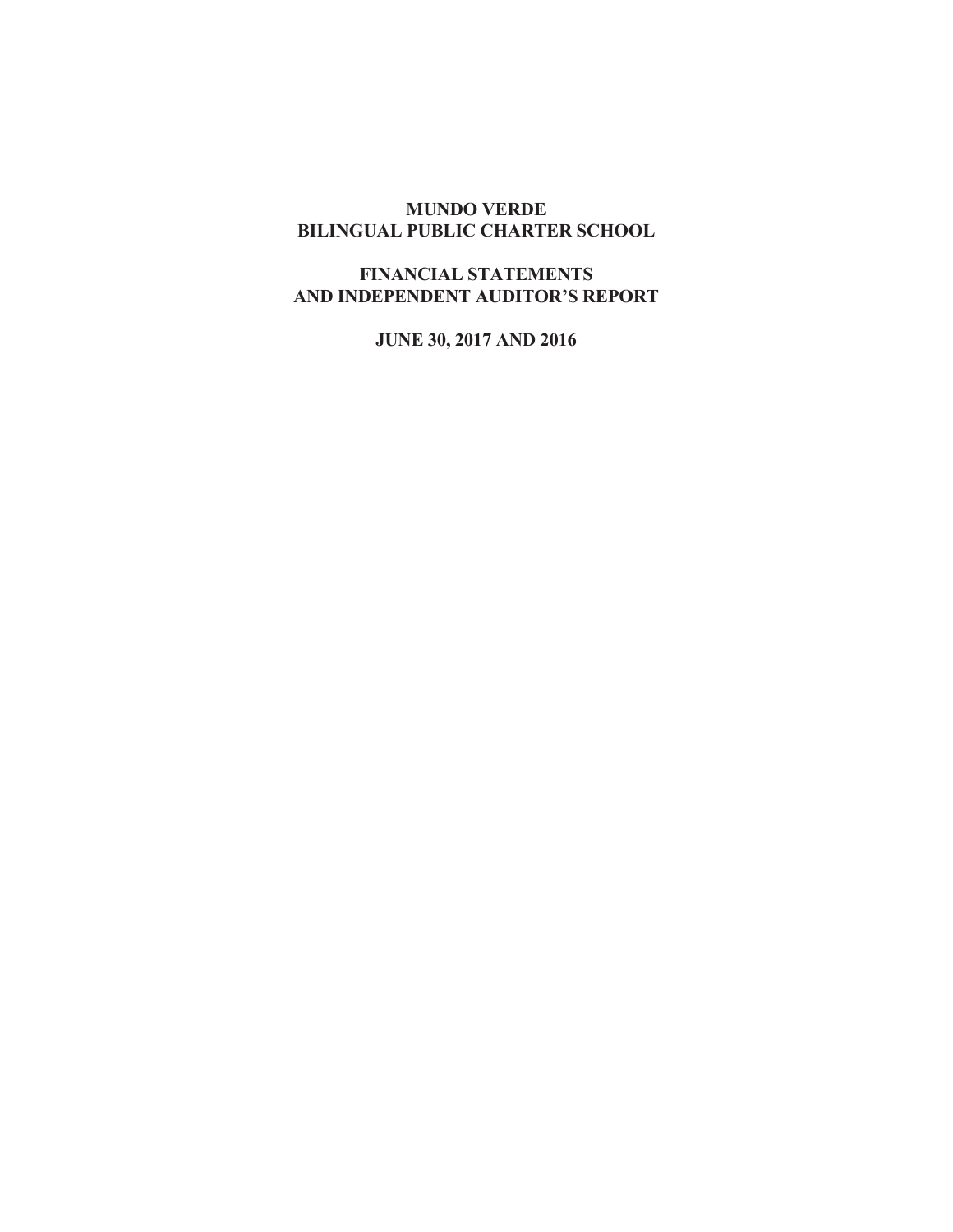# MUNDO VERDE
# BILINGUAL PUBLIC CHARTER SCHOOL

## FINANCIAL STATEMENTS
## AND INDEPENDENT AUDITOR'S REPORT

### JUNE 30, 2017 AND 2016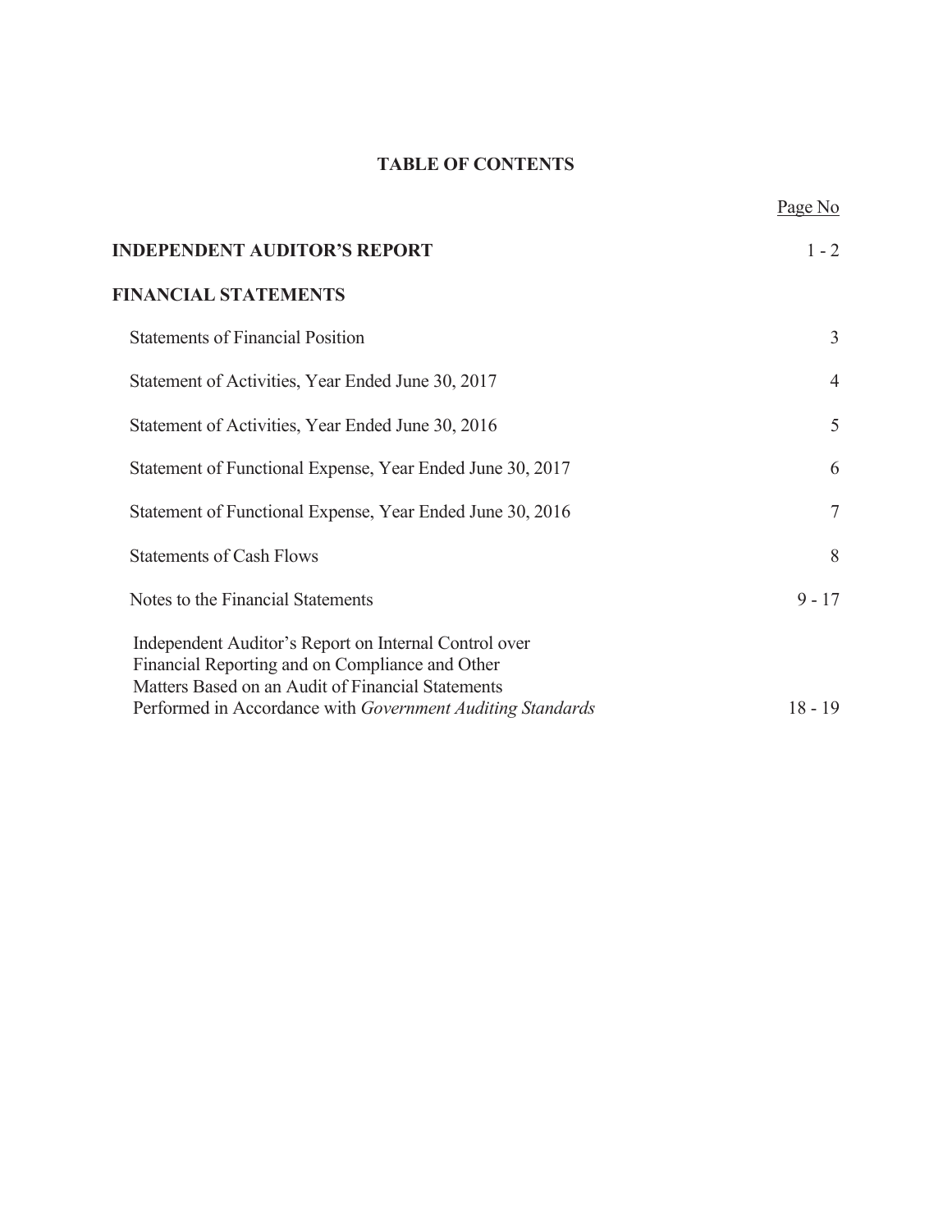# TABLE OF CONTENTS

| | Page No |
|---|---|
| **INDEPENDENT AUDITOR'S REPORT** | 1 - 2 |
| **FINANCIAL STATEMENTS** | |
| Statements of Financial Position | 3 |
| Statement of Activities, Year Ended June 30, 2017 | 4 |
| Statement of Activities, Year Ended June 30, 2016 | 5 |
| Statement of Functional Expense, Year Ended June 30, 2017 | 6 |
| Statement of Functional Expense, Year Ended June 30, 2016 | 7 |
| Statements of Cash Flows | 8 |
| Notes to the Financial Statements | 9 - 17 |
| Independent Auditor's Report on Internal Control over Financial Reporting and on Compliance and Other Matters Based on an Audit of Financial Statements Performed in Accordance with *Government Auditing Standards* | 18 - 19 |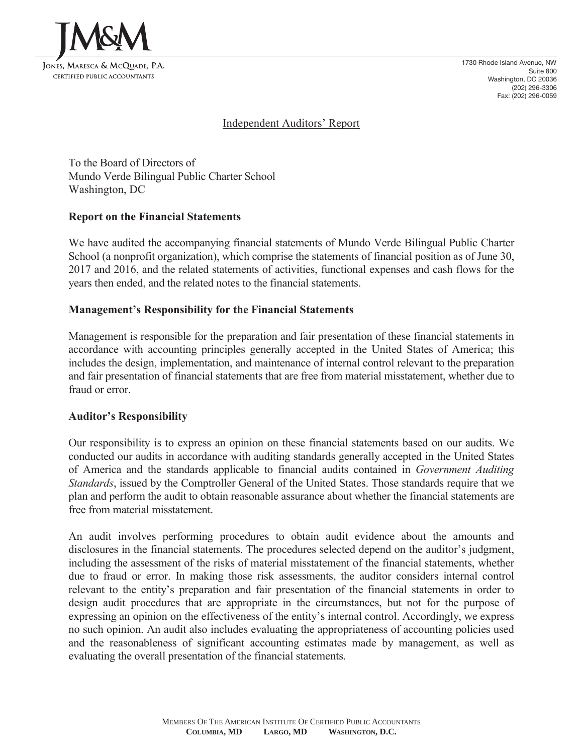JM&M

Jones, Maresca & McQuade, P.A.
CERTIFIED PUBLIC ACCOUNTANTS

1730 Rhode Island Avenue, NW
Suite 800
Washington, DC 20036
(202) 296-3306
Fax: (202) 296-0059

# Independent Auditors' Report

To the Board of Directors of
Mundo Verde Bilingual Public Charter School
Washington, DC

## Report on the Financial Statements

We have audited the accompanying financial statements of Mundo Verde Bilingual Public Charter School (a nonprofit organization), which comprise the statements of financial position as of June 30, 2017 and 2016, and the related statements of activities, functional expenses and cash flows for the years then ended, and the related notes to the financial statements.

## Management's Responsibility for the Financial Statements

Management is responsible for the preparation and fair presentation of these financial statements in accordance with accounting principles generally accepted in the United States of America; this includes the design, implementation, and maintenance of internal control relevant to the preparation and fair presentation of financial statements that are free from material misstatement, whether due to fraud or error.

## Auditor's Responsibility

Our responsibility is to express an opinion on these financial statements based on our audits. We conducted our audits in accordance with auditing standards generally accepted in the United States of America and the standards applicable to financial audits contained in *Government Auditing Standards*, issued by the Comptroller General of the United States. Those standards require that we plan and perform the audit to obtain reasonable assurance about whether the financial statements are free from material misstatement.

An audit involves performing procedures to obtain audit evidence about the amounts and disclosures in the financial statements. The procedures selected depend on the auditor's judgment, including the assessment of the risks of material misstatement of the financial statements, whether due to fraud or error. In making those risk assessments, the auditor considers internal control relevant to the entity's preparation and fair presentation of the financial statements in order to design audit procedures that are appropriate in the circumstances, but not for the purpose of expressing an opinion on the effectiveness of the entity's internal control. Accordingly, we express no such opinion. An audit also includes evaluating the appropriateness of accounting policies used and the reasonableness of significant accounting estimates made by management, as well as evaluating the overall presentation of the financial statements.

Members Of The American Institute Of Certified Public Accountants
**Columbia, MD Largo, MD Washington, D.C.**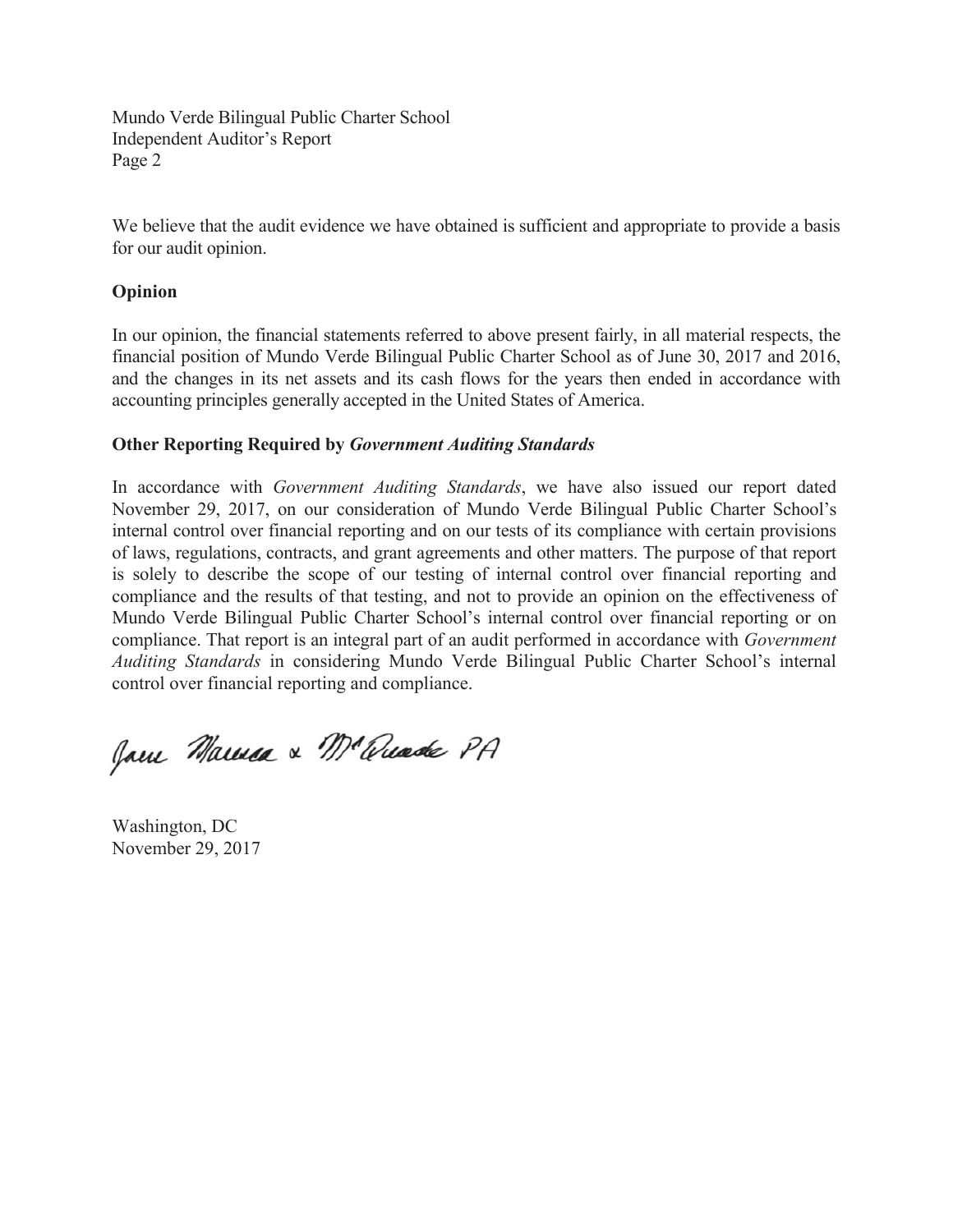We believe that the audit evidence we have obtained is sufficient and appropriate to provide a basis for our audit opinion.

**Opinion**

In our opinion, the financial statements referred to above present fairly, in all material respects, the financial position of Mundo Verde Bilingual Public Charter School as of June 30, 2017 and 2016, and the changes in its net assets and its cash flows for the years then ended in accordance with accounting principles generally accepted in the United States of America.

**Other Reporting Required by *Government Auditing Standards***

In accordance with *Government Auditing Standards*, we have also issued our report dated November 29, 2017, on our consideration of Mundo Verde Bilingual Public Charter School's internal control over financial reporting and on our tests of its compliance with certain provisions of laws, regulations, contracts, and grant agreements and other matters. The purpose of that report is solely to describe the scope of our testing of internal control over financial reporting and compliance and the results of that testing, and not to provide an opinion on the effectiveness of Mundo Verde Bilingual Public Charter School's internal control over financial reporting or on compliance. That report is an integral part of an audit performed in accordance with *Government Auditing Standards* in considering Mundo Verde Bilingual Public Charter School's internal control over financial reporting and compliance.

Jaen Marrese & McQuade PA

Washington, DC
November 29, 2017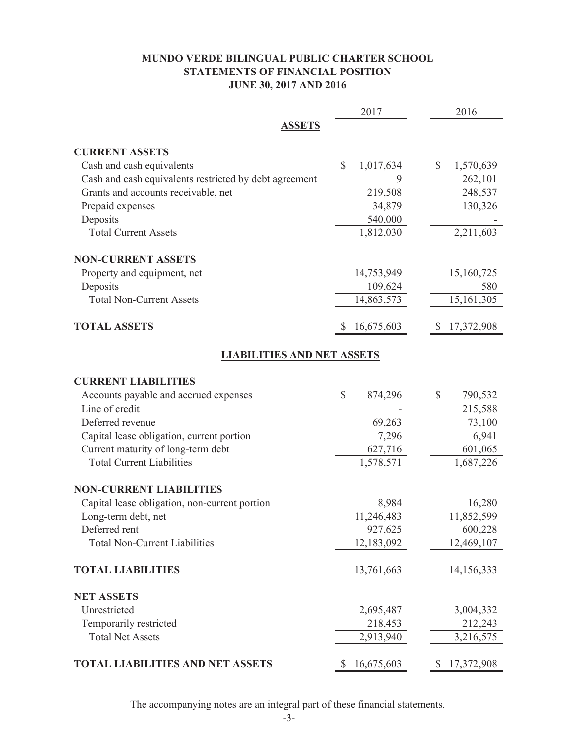# MUNDO VERDE BILINGUAL PUBLIC CHARTER SCHOOL
## STATEMENTS OF FINANCIAL POSITION
## JUNE 30, 2017 AND 2016

| | 2017 | 2016 |
|---|---|---|
| **ASSETS** | | |
| **CURRENT ASSETS** | | |
| Cash and cash equivalents | $ 1,017,634 | $ 1,570,639 |
| Cash and cash equivalents restricted by debt agreement | 9 | 262,101 |
| Grants and accounts receivable, net | 219,508 | 248,537 |
| Prepaid expenses | 34,879 | 130,326 |
| Deposits | 540,000 | - |
| Total Current Assets | 1,812,030 | 2,211,603 |
| **NON-CURRENT ASSETS** | | |
| Property and equipment, net | 14,753,949 | 15,160,725 |
| Deposits | 109,624 | 580 |
| Total Non-Current Assets | 14,863,573 | 15,161,305 |
| **TOTAL ASSETS** | $ 16,675,603 | $ 17,372,908 |
| **LIABILITIES AND NET ASSETS** | | |
| **CURRENT LIABILITIES** | | |
| Accounts payable and accrued expenses | $ 874,296 | $ 790,532 |
| Line of credit | - | 215,588 |
| Deferred revenue | 69,263 | 73,100 |
| Capital lease obligation, current portion | 7,296 | 6,941 |
| Current maturity of long-term debt | 627,716 | 601,065 |
| Total Current Liabilities | 1,578,571 | 1,687,226 |
| **NON-CURRENT LIABILITIES** | | |
| Capital lease obligation, non-current portion | 8,984 | 16,280 |
| Long-term debt, net | 11,246,483 | 11,852,599 |
| Deferred rent | 927,625 | 600,228 |
| Total Non-Current Liabilities | 12,183,092 | 12,469,107 |
| **TOTAL LIABILITIES** | 13,761,663 | 14,156,333 |
| **NET ASSETS** | | |
| Unrestricted | 2,695,487 | 3,004,332 |
| Temporarily restricted | 218,453 | 212,243 |
| Total Net Assets | 2,913,940 | 3,216,575 |
| **TOTAL LIABILITIES AND NET ASSETS** | $ 16,675,603 | $ 17,372,908 |

The accompanying notes are an integral part of these financial statements.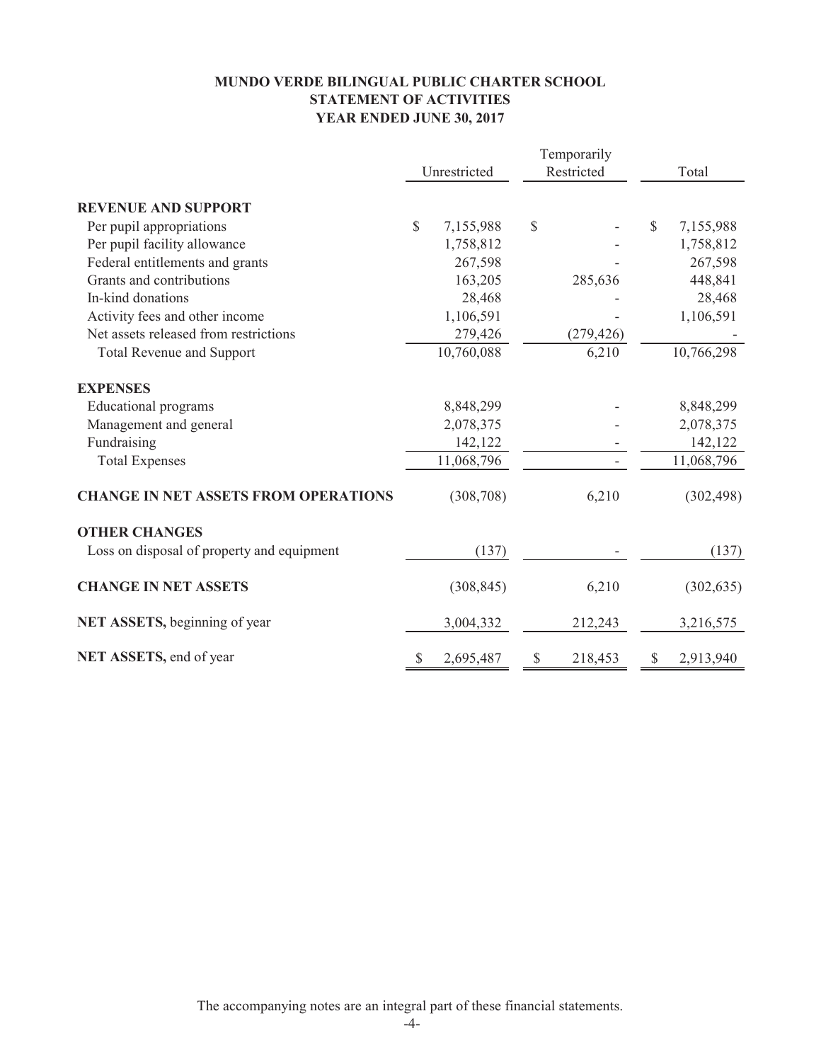# MUNDO VERDE BILINGUAL PUBLIC CHARTER SCHOOL
## STATEMENT OF ACTIVITIES
## YEAR ENDED JUNE 30, 2017

| | Unrestricted | Temporarily Restricted | Total |
|---|---|---|---|
| **REVENUE AND SUPPORT** | | | |
| Per pupil appropriations | $ 7,155,988 | $ - | $ 7,155,988 |
| Per pupil facility allowance | 1,758,812 | - | 1,758,812 |
| Federal entitlements and grants | 267,598 | - | 267,598 |
| Grants and contributions | 163,205 | 285,636 | 448,841 |
| In-kind donations | 28,468 | - | 28,468 |
| Activity fees and other income | 1,106,591 | - | 1,106,591 |
| Net assets released from restrictions | 279,426 | (279,426) | - |
| Total Revenue and Support | 10,760,088 | 6,210 | 10,766,298 |
| **EXPENSES** | | | |
| Educational programs | 8,848,299 | - | 8,848,299 |
| Management and general | 2,078,375 | - | 2,078,375 |
| Fundraising | 142,122 | - | 142,122 |
| Total Expenses | 11,068,796 | - | 11,068,796 |
| **CHANGE IN NET ASSETS FROM OPERATIONS** | (308,708) | 6,210 | (302,498) |
| **OTHER CHANGES** | | | |
| Loss on disposal of property and equipment | (137) | - | (137) |
| **CHANGE IN NET ASSETS** | (308,845) | 6,210 | (302,635) |
| **NET ASSETS,** beginning of year | 3,004,332 | 212,243 | 3,216,575 |
| **NET ASSETS,** end of year | $ 2,695,487 | $ 218,453 | $ 2,913,940 |

The accompanying notes are an integral part of these financial statements.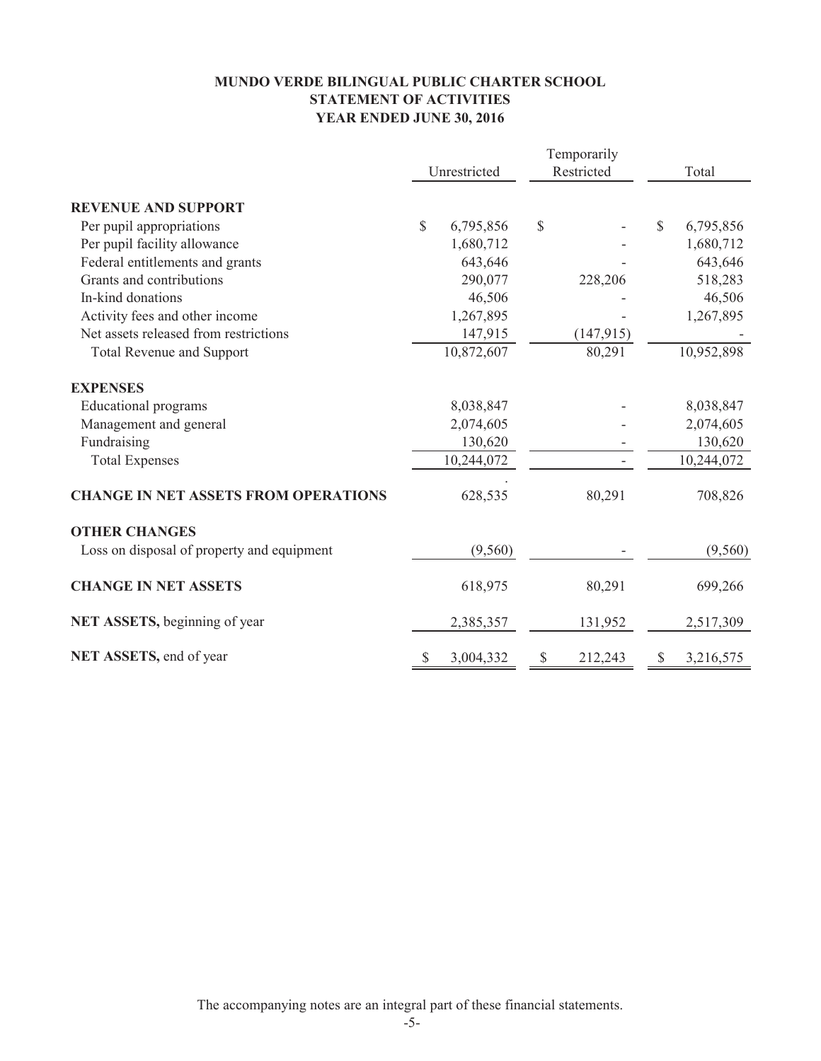# MUNDO VERDE BILINGUAL PUBLIC CHARTER SCHOOL
## STATEMENT OF ACTIVITIES
## YEAR ENDED JUNE 30, 2016

| | Unrestricted | Temporarily Restricted | Total |
|---|---|---|---|
| **REVENUE AND SUPPORT** | | | |
| Per pupil appropriations | $ 6,795,856 | $ - | $ 6,795,856 |
| Per pupil facility allowance | 1,680,712 | - | 1,680,712 |
| Federal entitlements and grants | 643,646 | - | 643,646 |
| Grants and contributions | 290,077 | 228,206 | 518,283 |
| In-kind donations | 46,506 | - | 46,506 |
| Activity fees and other income | 1,267,895 | - | 1,267,895 |
| Net assets released from restrictions | 147,915 | (147,915) | - |
| Total Revenue and Support | 10,872,607 | 80,291 | 10,952,898 |
| **EXPENSES** | | | |
| Educational programs | 8,038,847 | - | 8,038,847 |
| Management and general | 2,074,605 | - | 2,074,605 |
| Fundraising | 130,620 | - | 130,620 |
| Total Expenses | 10,244,072 | - | 10,244,072 |
| **CHANGE IN NET ASSETS FROM OPERATIONS** | 628,535 | 80,291 | 708,826 |
| **OTHER CHANGES** | | | |
| Loss on disposal of property and equipment | (9,560) | - | (9,560) |
| **CHANGE IN NET ASSETS** | 618,975 | 80,291 | 699,266 |
| **NET ASSETS,** beginning of year | 2,385,357 | 131,952 | 2,517,309 |
| **NET ASSETS,** end of year | $ 3,004,332 | $ 212,243 | $ 3,216,575 |

The accompanying notes are an integral part of these financial statements.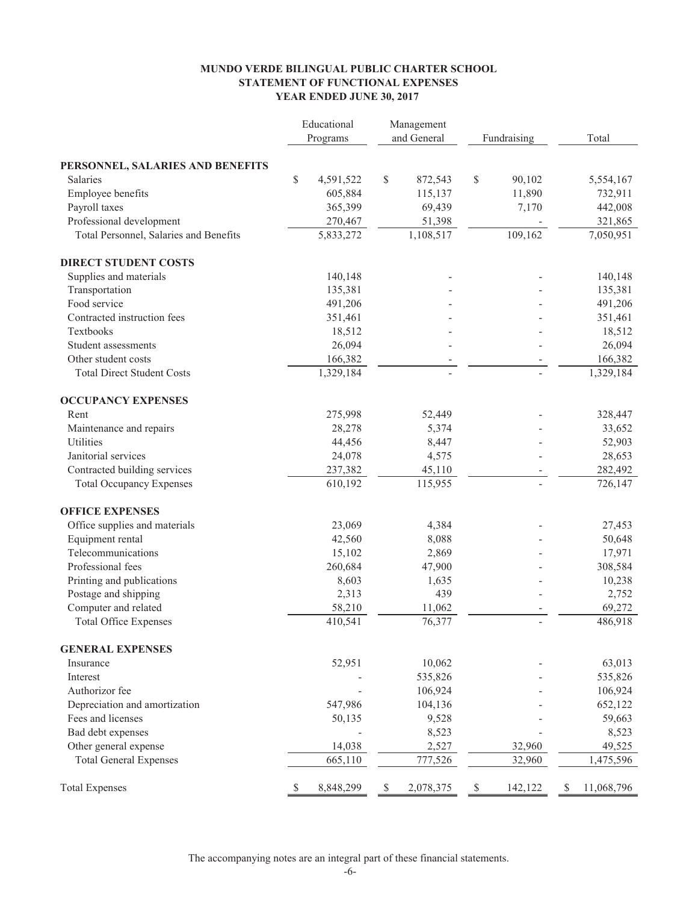# MUNDO VERDE BILINGUAL PUBLIC CHARTER SCHOOL
## STATEMENT OF FUNCTIONAL EXPENSES
### YEAR ENDED JUNE 30, 2017

| | Educational Programs | Management and General | Fundraising | Total |
|---|---|---|---|---|
| **PERSONNEL, SALARIES AND BENEFITS** | | | | |
| Salaries | $ 4,591,522 | $ 872,543 | $ 90,102 | 5,554,167 |
| Employee benefits | 605,884 | 115,137 | 11,890 | 732,911 |
| Payroll taxes | 365,399 | 69,439 | 7,170 | 442,008 |
| Professional development | 270,467 | 51,398 | - | 321,865 |
| Total Personnel, Salaries and Benefits | 5,833,272 | 1,108,517 | 109,162 | 7,050,951 |
| **DIRECT STUDENT COSTS** | | | | |
| Supplies and materials | 140,148 | - | - | 140,148 |
| Transportation | 135,381 | - | - | 135,381 |
| Food service | 491,206 | - | - | 491,206 |
| Contracted instruction fees | 351,461 | - | - | 351,461 |
| Textbooks | 18,512 | - | - | 18,512 |
| Student assessments | 26,094 | - | - | 26,094 |
| Other student costs | 166,382 | - | - | 166,382 |
| Total Direct Student Costs | 1,329,184 | - | - | 1,329,184 |
| **OCCUPANCY EXPENSES** | | | | |
| Rent | 275,998 | 52,449 | - | 328,447 |
| Maintenance and repairs | 28,278 | 5,374 | - | 33,652 |
| Utilities | 44,456 | 8,447 | - | 52,903 |
| Janitorial services | 24,078 | 4,575 | - | 28,653 |
| Contracted building services | 237,382 | 45,110 | - | 282,492 |
| Total Occupancy Expenses | 610,192 | 115,955 | - | 726,147 |
| **OFFICE EXPENSES** | | | | |
| Office supplies and materials | 23,069 | 4,384 | - | 27,453 |
| Equipment rental | 42,560 | 8,088 | - | 50,648 |
| Telecommunications | 15,102 | 2,869 | - | 17,971 |
| Professional fees | 260,684 | 47,900 | - | 308,584 |
| Printing and publications | 8,603 | 1,635 | - | 10,238 |
| Postage and shipping | 2,313 | 439 | - | 2,752 |
| Computer and related | 58,210 | 11,062 | - | 69,272 |
| Total Office Expenses | 410,541 | 76,377 | - | 486,918 |
| **GENERAL EXPENSES** | | | | |
| Insurance | 52,951 | 10,062 | - | 63,013 |
| Interest | - | 535,826 | - | 535,826 |
| Authorizor fee | - | 106,924 | - | 106,924 |
| Depreciation and amortization | 547,986 | 104,136 | - | 652,122 |
| Fees and licenses | 50,135 | 9,528 | - | 59,663 |
| Bad debt expenses | - | 8,523 | - | 8,523 |
| Other general expense | 14,038 | 2,527 | 32,960 | 49,525 |
| Total General Expenses | 665,110 | 777,526 | 32,960 | 1,475,596 |
| Total Expenses | $ 8,848,299 | $ 2,078,375 | $ 142,122 | $ 11,068,796 |

The accompanying notes are an integral part of these financial statements.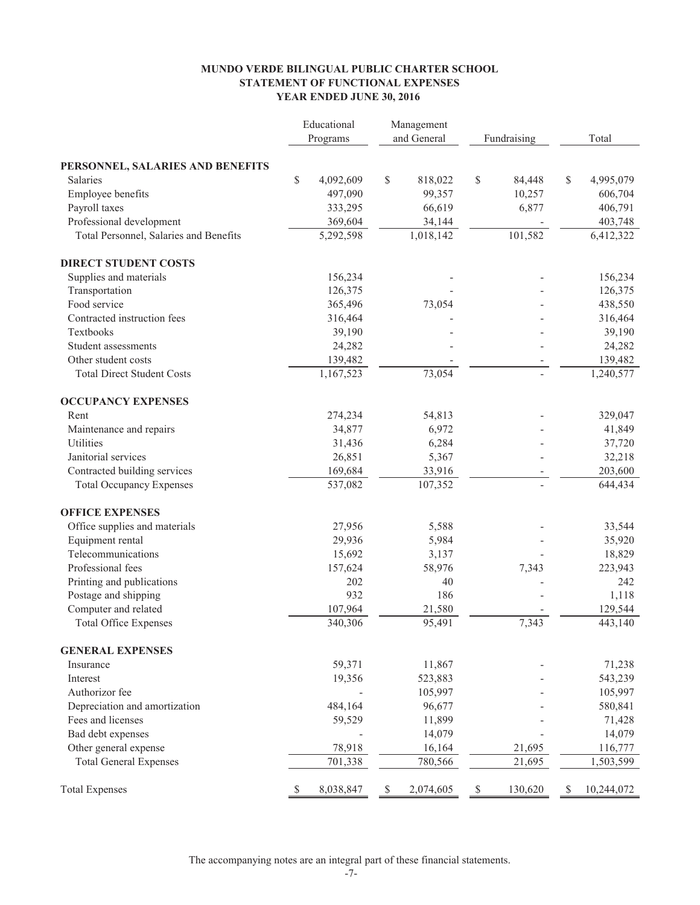# MUNDO VERDE BILINGUAL PUBLIC CHARTER SCHOOL
## STATEMENT OF FUNCTIONAL EXPENSES
### YEAR ENDED JUNE 30, 2016

| | Educational Programs | Management and General | Fundraising | Total |
|---|---|---|---|---|
| **PERSONNEL, SALARIES AND BENEFITS** | | | | |
| Salaries | $ 4,092,609 | $ 818,022 | $ 84,448 | $ 4,995,079 |
| Employee benefits | 497,090 | 99,357 | 10,257 | 606,704 |
| Payroll taxes | 333,295 | 66,619 | 6,877 | 406,791 |
| Professional development | 369,604 | 34,144 | - | 403,748 |
| Total Personnel, Salaries and Benefits | 5,292,598 | 1,018,142 | 101,582 | 6,412,322 |
| **DIRECT STUDENT COSTS** | | | | |
| Supplies and materials | 156,234 | - | - | 156,234 |
| Transportation | 126,375 | - | - | 126,375 |
| Food service | 365,496 | 73,054 | - | 438,550 |
| Contracted instruction fees | 316,464 | - | - | 316,464 |
| Textbooks | 39,190 | - | - | 39,190 |
| Student assessments | 24,282 | - | - | 24,282 |
| Other student costs | 139,482 | - | - | 139,482 |
| Total Direct Student Costs | 1,167,523 | 73,054 | - | 1,240,577 |
| **OCCUPANCY EXPENSES** | | | | |
| Rent | 274,234 | 54,813 | - | 329,047 |
| Maintenance and repairs | 34,877 | 6,972 | - | 41,849 |
| Utilities | 31,436 | 6,284 | - | 37,720 |
| Janitorial services | 26,851 | 5,367 | - | 32,218 |
| Contracted building services | 169,684 | 33,916 | - | 203,600 |
| Total Occupancy Expenses | 537,082 | 107,352 | - | 644,434 |
| **OFFICE EXPENSES** | | | | |
| Office supplies and materials | 27,956 | 5,588 | - | 33,544 |
| Equipment rental | 29,936 | 5,984 | - | 35,920 |
| Telecommunications | 15,692 | 3,137 | - | 18,829 |
| Professional fees | 157,624 | 58,976 | 7,343 | 223,943 |
| Printing and publications | 202 | 40 | - | 242 |
| Postage and shipping | 932 | 186 | - | 1,118 |
| Computer and related | 107,964 | 21,580 | - | 129,544 |
| Total Office Expenses | 340,306 | 95,491 | 7,343 | 443,140 |
| **GENERAL EXPENSES** | | | | |
| Insurance | 59,371 | 11,867 | - | 71,238 |
| Interest | 19,356 | 523,883 | - | 543,239 |
| Authorizor fee | - | 105,997 | - | 105,997 |
| Depreciation and amortization | 484,164 | 96,677 | - | 580,841 |
| Fees and licenses | 59,529 | 11,899 | - | 71,428 |
| Bad debt expenses | - | 14,079 | - | 14,079 |
| Other general expense | 78,918 | 16,164 | 21,695 | 116,777 |
| Total General Expenses | 701,338 | 780,566 | 21,695 | 1,503,599 |
| Total Expenses | $ 8,038,847 | $ 2,074,605 | $ 130,620 | $ 10,244,072 |

The accompanying notes are an integral part of these financial statements.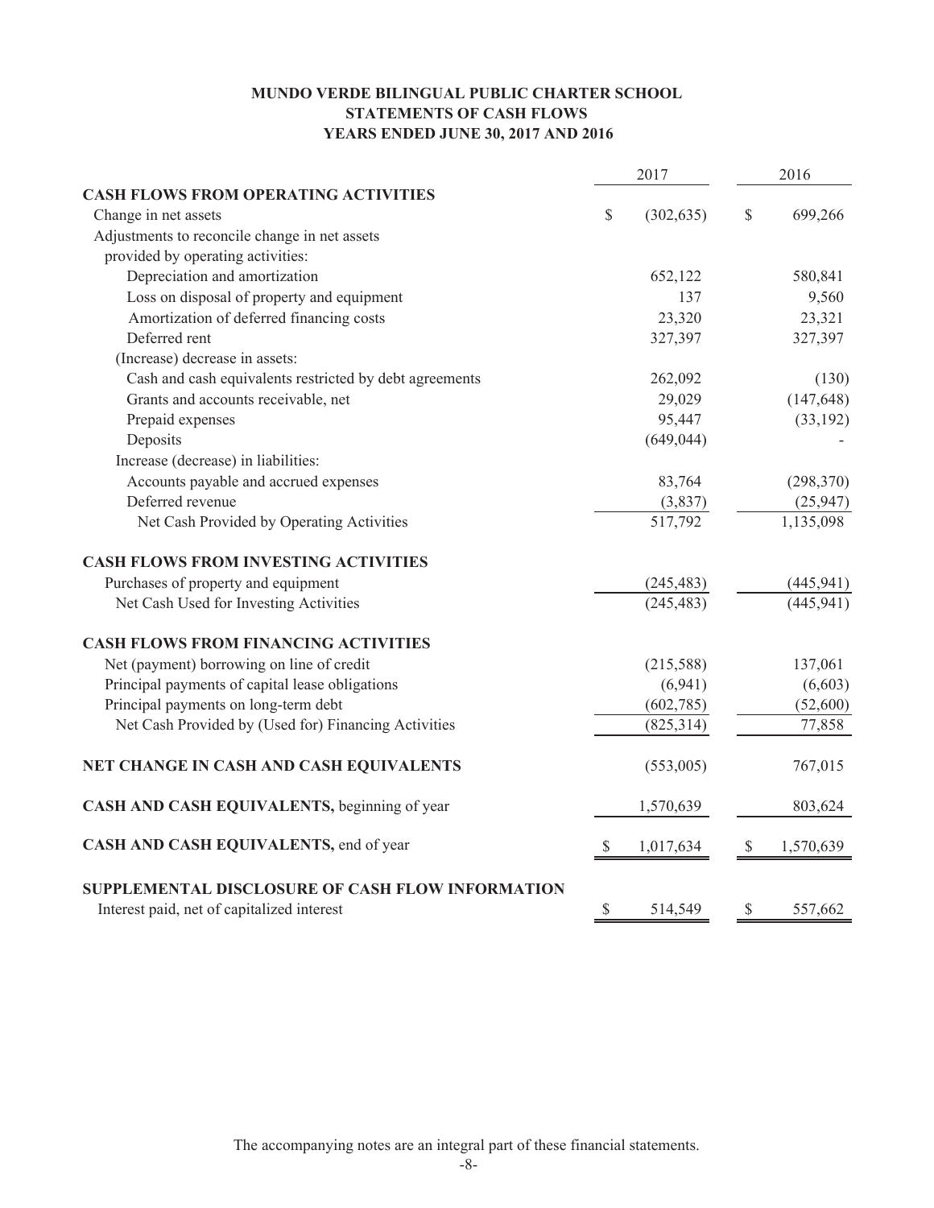# MUNDO VERDE BILINGUAL PUBLIC CHARTER SCHOOL
## STATEMENTS OF CASH FLOWS
### YEARS ENDED JUNE 30, 2017 AND 2016

| | 2017 | 2016 |
|---|---|---|
| **CASH FLOWS FROM OPERATING ACTIVITIES** | | |
| Change in net assets | $ (302,635) | $ 699,266 |
| Adjustments to reconcile change in net assets provided by operating activities: | | |
| Depreciation and amortization | 652,122 | 580,841 |
| Loss on disposal of property and equipment | 137 | 9,560 |
| Amortization of deferred financing costs | 23,320 | 23,321 |
| Deferred rent | 327,397 | 327,397 |
| (Increase) decrease in assets: | | |
| Cash and cash equivalents restricted by debt agreements | 262,092 | (130) |
| Grants and accounts receivable, net | 29,029 | (147,648) |
| Prepaid expenses | 95,447 | (33,192) |
| Deposits | (649,044) | - |
| Increase (decrease) in liabilities: | | |
| Accounts payable and accrued expenses | 83,764 | (298,370) |
| Deferred revenue | (3,837) | (25,947) |
| Net Cash Provided by Operating Activities | 517,792 | 1,135,098 |
| **CASH FLOWS FROM INVESTING ACTIVITIES** | | |
| Purchases of property and equipment | (245,483) | (445,941) |
| Net Cash Used for Investing Activities | (245,483) | (445,941) |
| **CASH FLOWS FROM FINANCING ACTIVITIES** | | |
| Net (payment) borrowing on line of credit | (215,588) | 137,061 |
| Principal payments of capital lease obligations | (6,941) | (6,603) |
| Principal payments on long-term debt | (602,785) | (52,600) |
| Net Cash Provided by (Used for) Financing Activities | (825,314) | 77,858 |
| **NET CHANGE IN CASH AND CASH EQUIVALENTS** | (553,005) | 767,015 |
| **CASH AND CASH EQUIVALENTS,** beginning of year | 1,570,639 | 803,624 |
| **CASH AND CASH EQUIVALENTS,** end of year | $ 1,017,634 | $ 1,570,639 |
| **SUPPLEMENTAL DISCLOSURE OF CASH FLOW INFORMATION** | | |
| Interest paid, net of capitalized interest | $ 514,549 | $ 557,662 |

The accompanying notes are an integral part of these financial statements.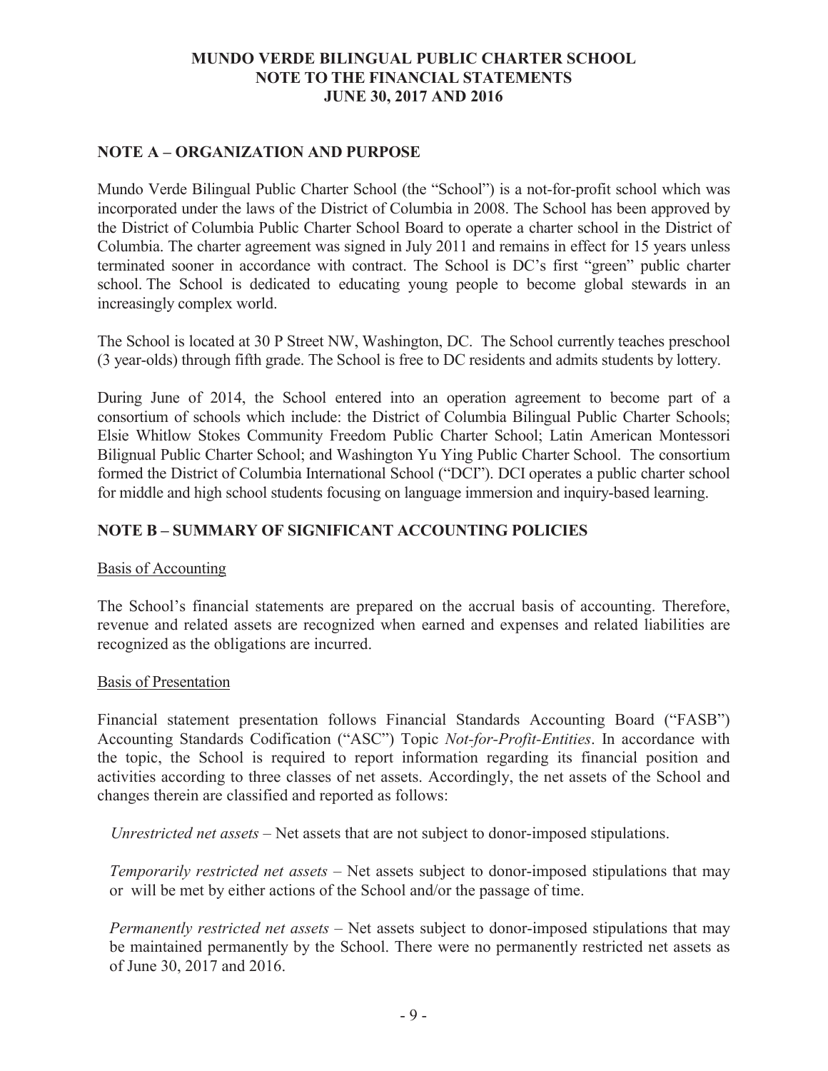# MUNDO VERDE BILINGUAL PUBLIC CHARTER SCHOOL
# NOTE TO THE FINANCIAL STATEMENTS
# JUNE 30, 2017 AND 2016

## NOTE A – ORGANIZATION AND PURPOSE

Mundo Verde Bilingual Public Charter School (the "School") is a not-for-profit school which was incorporated under the laws of the District of Columbia in 2008. The School has been approved by the District of Columbia Public Charter School Board to operate a charter school in the District of Columbia. The charter agreement was signed in July 2011 and remains in effect for 15 years unless terminated sooner in accordance with contract. The School is DC's first "green" public charter school. The School is dedicated to educating young people to become global stewards in an increasingly complex world.

The School is located at 30 P Street NW, Washington, DC. The School currently teaches preschool (3 year-olds) through fifth grade. The School is free to DC residents and admits students by lottery.

During June of 2014, the School entered into an operation agreement to become part of a consortium of schools which include: the District of Columbia Bilingual Public Charter Schools; Elsie Whitlow Stokes Community Freedom Public Charter School; Latin American Montessori Bilignual Public Charter School; and Washington Yu Ying Public Charter School. The consortium formed the District of Columbia International School ("DCI"). DCI operates a public charter school for middle and high school students focusing on language immersion and inquiry-based learning.

## NOTE B – SUMMARY OF SIGNIFICANT ACCOUNTING POLICIES

### Basis of Accounting

The School's financial statements are prepared on the accrual basis of accounting. Therefore, revenue and related assets are recognized when earned and expenses and related liabilities are recognized as the obligations are incurred.

### Basis of Presentation

Financial statement presentation follows Financial Standards Accounting Board ("FASB") Accounting Standards Codification ("ASC") Topic *Not-for-Profit-Entities*. In accordance with the topic, the School is required to report information regarding its financial position and activities according to three classes of net assets. Accordingly, the net assets of the School and changes therein are classified and reported as follows:

*Unrestricted net assets* – Net assets that are not subject to donor-imposed stipulations.

*Temporarily restricted net assets* – Net assets subject to donor-imposed stipulations that may or will be met by either actions of the School and/or the passage of time.

*Permanently restricted net assets* – Net assets subject to donor-imposed stipulations that may be maintained permanently by the School. There were no permanently restricted net assets as of June 30, 2017 and 2016.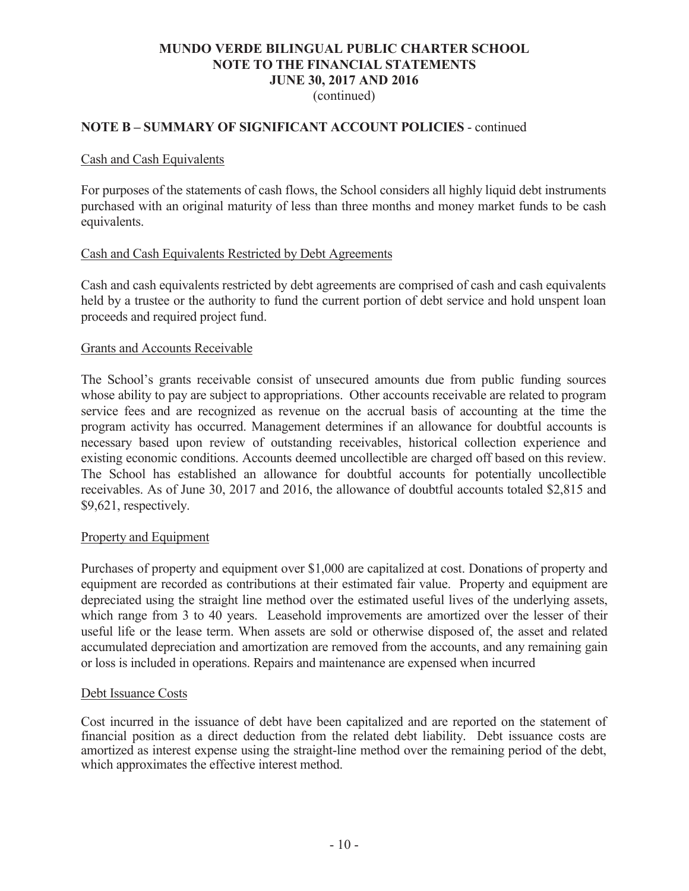# MUNDO VERDE BILINGUAL PUBLIC CHARTER SCHOOL
# NOTE TO THE FINANCIAL STATEMENTS
# JUNE 30, 2017 AND 2016
(continued)

## NOTE B – SUMMARY OF SIGNIFICANT ACCOUNT POLICIES - continued

### Cash and Cash Equivalents

For purposes of the statements of cash flows, the School considers all highly liquid debt instruments purchased with an original maturity of less than three months and money market funds to be cash equivalents.

### Cash and Cash Equivalents Restricted by Debt Agreements

Cash and cash equivalents restricted by debt agreements are comprised of cash and cash equivalents held by a trustee or the authority to fund the current portion of debt service and hold unspent loan proceeds and required project fund.

### Grants and Accounts Receivable

The School's grants receivable consist of unsecured amounts due from public funding sources whose ability to pay are subject to appropriations. Other accounts receivable are related to program service fees and are recognized as revenue on the accrual basis of accounting at the time the program activity has occurred. Management determines if an allowance for doubtful accounts is necessary based upon review of outstanding receivables, historical collection experience and existing economic conditions. Accounts deemed uncollectible are charged off based on this review. The School has established an allowance for doubtful accounts for potentially uncollectible receivables. As of June 30, 2017 and 2016, the allowance of doubtful accounts totaled $2,815 and $9,621, respectively.

### Property and Equipment

Purchases of property and equipment over $1,000 are capitalized at cost. Donations of property and equipment are recorded as contributions at their estimated fair value. Property and equipment are depreciated using the straight line method over the estimated useful lives of the underlying assets, which range from 3 to 40 years. Leasehold improvements are amortized over the lesser of their useful life or the lease term. When assets are sold or otherwise disposed of, the asset and related accumulated depreciation and amortization are removed from the accounts, and any remaining gain or loss is included in operations. Repairs and maintenance are expensed when incurred

### Debt Issuance Costs

Cost incurred in the issuance of debt have been capitalized and are reported on the statement of financial position as a direct deduction from the related debt liability. Debt issuance costs are amortized as interest expense using the straight-line method over the remaining period of the debt, which approximates the effective interest method.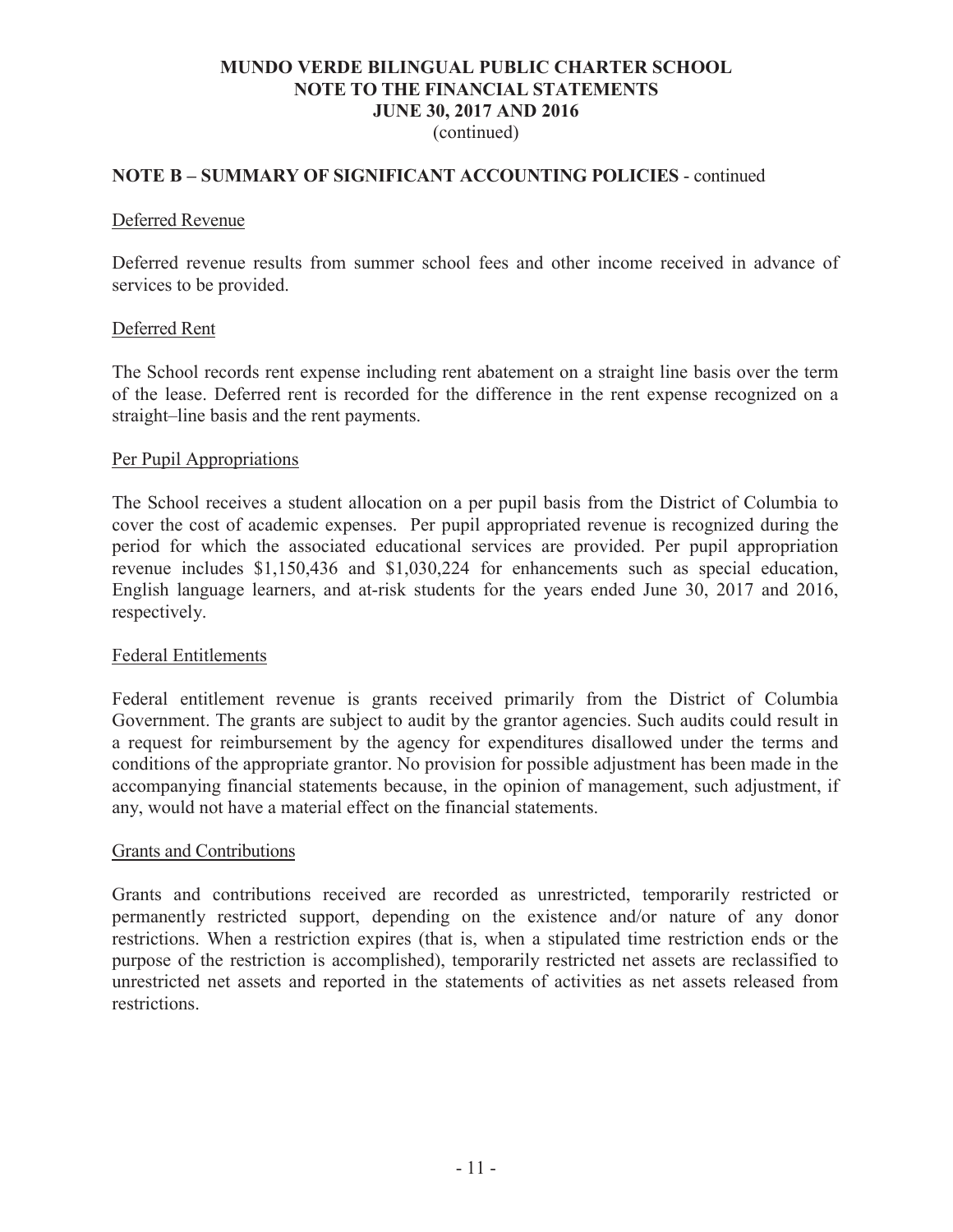## NOTE B – SUMMARY OF SIGNIFICANT ACCOUNTING POLICIES - continued

### Deferred Revenue

Deferred revenue results from summer school fees and other income received in advance of services to be provided.

### Deferred Rent

The School records rent expense including rent abatement on a straight line basis over the term of the lease. Deferred rent is recorded for the difference in the rent expense recognized on a straight–line basis and the rent payments.

### Per Pupil Appropriations

The School receives a student allocation on a per pupil basis from the District of Columbia to cover the cost of academic expenses. Per pupil appropriated revenue is recognized during the period for which the associated educational services are provided. Per pupil appropriation revenue includes $1,150,436 and $1,030,224 for enhancements such as special education, English language learners, and at-risk students for the years ended June 30, 2017 and 2016, respectively.

### Federal Entitlements

Federal entitlement revenue is grants received primarily from the District of Columbia Government. The grants are subject to audit by the grantor agencies. Such audits could result in a request for reimbursement by the agency for expenditures disallowed under the terms and conditions of the appropriate grantor. No provision for possible adjustment has been made in the accompanying financial statements because, in the opinion of management, such adjustment, if any, would not have a material effect on the financial statements.

### Grants and Contributions

Grants and contributions received are recorded as unrestricted, temporarily restricted or permanently restricted support, depending on the existence and/or nature of any donor restrictions. When a restriction expires (that is, when a stipulated time restriction ends or the purpose of the restriction is accomplished), temporarily restricted net assets are reclassified to unrestricted net assets and reported in the statements of activities as net assets released from restrictions.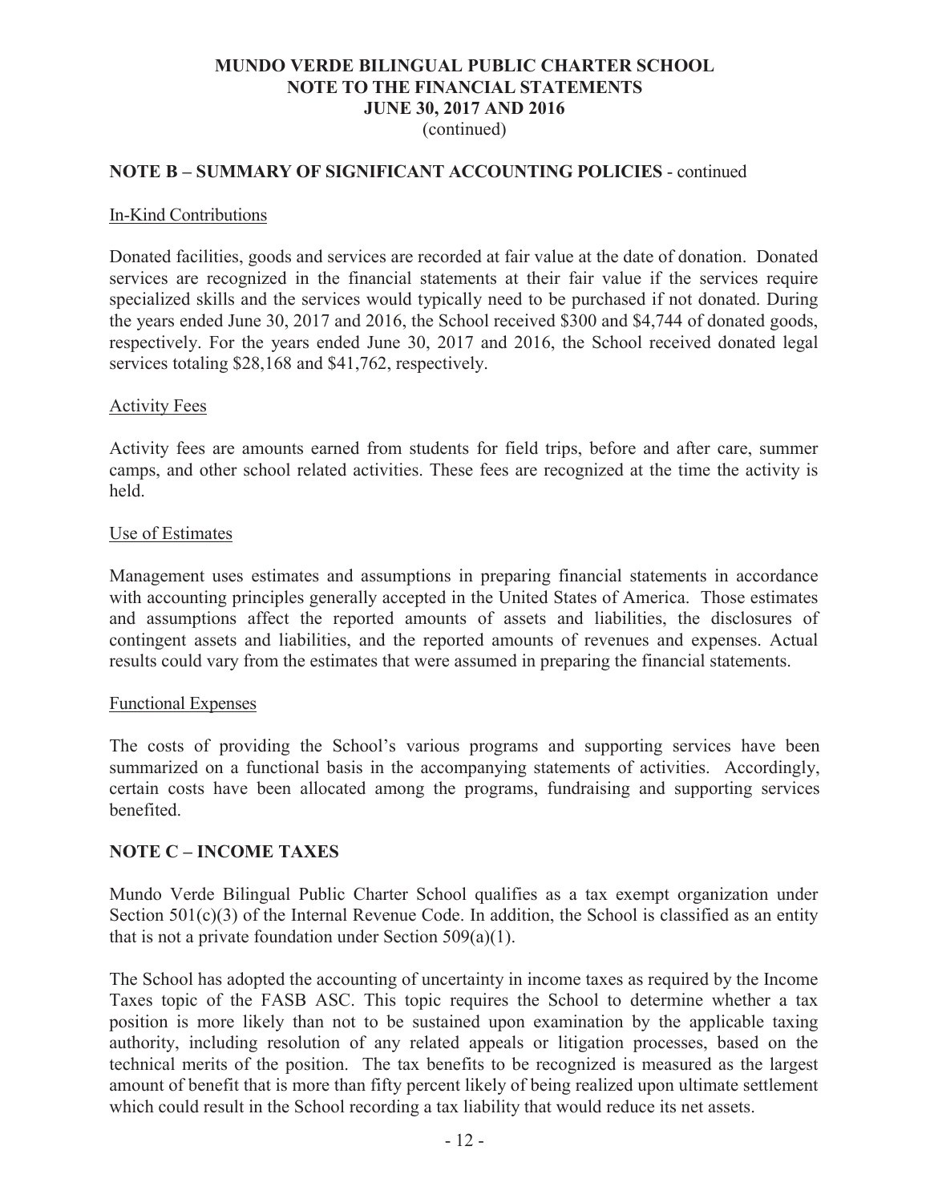**NOTE B – SUMMARY OF SIGNIFICANT ACCOUNTING POLICIES** - continued

In-Kind Contributions

Donated facilities, goods and services are recorded at fair value at the date of donation. Donated services are recognized in the financial statements at their fair value if the services require specialized skills and the services would typically need to be purchased if not donated. During the years ended June 30, 2017 and 2016, the School received $300 and $4,744 of donated goods, respectively. For the years ended June 30, 2017 and 2016, the School received donated legal services totaling $28,168 and $41,762, respectively.

Activity Fees

Activity fees are amounts earned from students for field trips, before and after care, summer camps, and other school related activities. These fees are recognized at the time the activity is held.

Use of Estimates

Management uses estimates and assumptions in preparing financial statements in accordance with accounting principles generally accepted in the United States of America. Those estimates and assumptions affect the reported amounts of assets and liabilities, the disclosures of contingent assets and liabilities, and the reported amounts of revenues and expenses. Actual results could vary from the estimates that were assumed in preparing the financial statements.

Functional Expenses

The costs of providing the School's various programs and supporting services have been summarized on a functional basis in the accompanying statements of activities. Accordingly, certain costs have been allocated among the programs, fundraising and supporting services benefited.

**NOTE C – INCOME TAXES**

Mundo Verde Bilingual Public Charter School qualifies as a tax exempt organization under Section 501(c)(3) of the Internal Revenue Code. In addition, the School is classified as an entity that is not a private foundation under Section 509(a)(1).

The School has adopted the accounting of uncertainty in income taxes as required by the Income Taxes topic of the FASB ASC. This topic requires the School to determine whether a tax position is more likely than not to be sustained upon examination by the applicable taxing authority, including resolution of any related appeals or litigation processes, based on the technical merits of the position. The tax benefits to be recognized is measured as the largest amount of benefit that is more than fifty percent likely of being realized upon ultimate settlement which could result in the School recording a tax liability that would reduce its net assets.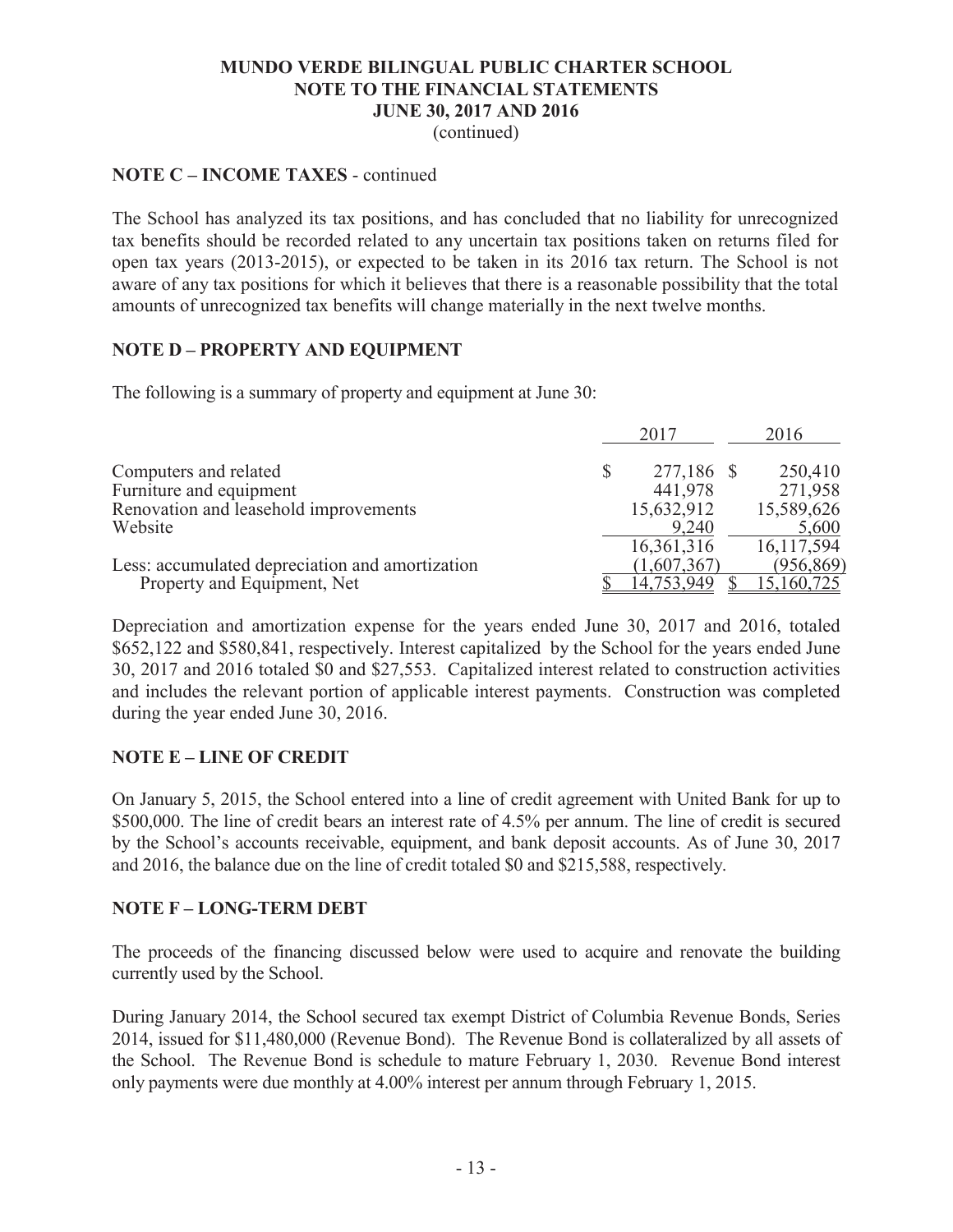# MUNDO VERDE BILINGUAL PUBLIC CHARTER SCHOOL
## NOTE TO THE FINANCIAL STATEMENTS
## JUNE 30, 2017 AND 2016
(continued)

**NOTE C – INCOME TAXES** - continued

The School has analyzed its tax positions, and has concluded that no liability for unrecognized tax benefits should be recorded related to any uncertain tax positions taken on returns filed for open tax years (2013-2015), or expected to be taken in its 2016 tax return. The School is not aware of any tax positions for which it believes that there is a reasonable possibility that the total amounts of unrecognized tax benefits will change materially in the next twelve months.

**NOTE D – PROPERTY AND EQUIPMENT**

The following is a summary of property and equipment at June 30:

| | 2017 | 2016 |
|---|---|---|
| Computers and related | $ 277,186 | $ 250,410 |
| Furniture and equipment | 441,978 | 271,958 |
| Renovation and leasehold improvements | 15,632,912 | 15,589,626 |
| Website | 9,240 | 5,600 |
| | 16,361,316 | 16,117,594 |
| Less: accumulated depreciation and amortization | (1,607,367) | (956,869) |
| Property and Equipment, Net | $ 14,753,949 | $ 15,160,725 |

Depreciation and amortization expense for the years ended June 30, 2017 and 2016, totaled $652,122 and $580,841, respectively. Interest capitalized by the School for the years ended June 30, 2017 and 2016 totaled $0 and $27,553. Capitalized interest related to construction activities and includes the relevant portion of applicable interest payments. Construction was completed during the year ended June 30, 2016.

**NOTE E – LINE OF CREDIT**

On January 5, 2015, the School entered into a line of credit agreement with United Bank for up to $500,000. The line of credit bears an interest rate of 4.5% per annum. The line of credit is secured by the School's accounts receivable, equipment, and bank deposit accounts. As of June 30, 2017 and 2016, the balance due on the line of credit totaled $0 and $215,588, respectively.

**NOTE F – LONG-TERM DEBT**

The proceeds of the financing discussed below were used to acquire and renovate the building currently used by the School.

During January 2014, the School secured tax exempt District of Columbia Revenue Bonds, Series 2014, issued for $11,480,000 (Revenue Bond). The Revenue Bond is collateralized by all assets of the School. The Revenue Bond is schedule to mature February 1, 2030. Revenue Bond interest only payments were due monthly at 4.00% interest per annum through February 1, 2015.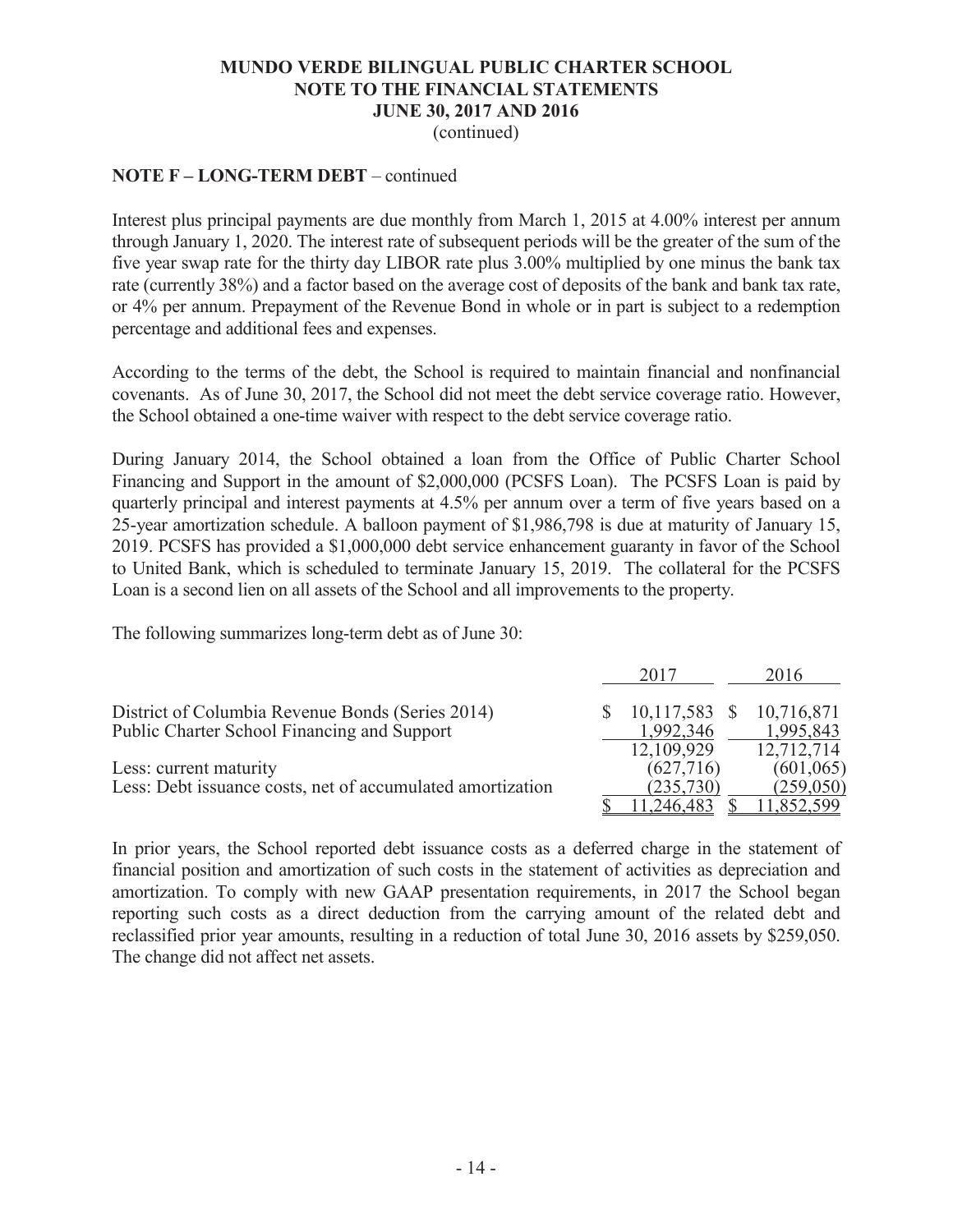**MUNDO VERDE BILINGUAL PUBLIC CHARTER SCHOOL**
**NOTE TO THE FINANCIAL STATEMENTS**
**JUNE 30, 2017 AND 2016**
(continued)

**NOTE F – LONG-TERM DEBT** – continued

Interest plus principal payments are due monthly from March 1, 2015 at 4.00% interest per annum through January 1, 2020. The interest rate of subsequent periods will be the greater of the sum of the five year swap rate for the thirty day LIBOR rate plus 3.00% multiplied by one minus the bank tax rate (currently 38%) and a factor based on the average cost of deposits of the bank and bank tax rate, or 4% per annum. Prepayment of the Revenue Bond in whole or in part is subject to a redemption percentage and additional fees and expenses.

According to the terms of the debt, the School is required to maintain financial and nonfinancial covenants. As of June 30, 2017, the School did not meet the debt service coverage ratio. However, the School obtained a one-time waiver with respect to the debt service coverage ratio.

During January 2014, the School obtained a loan from the Office of Public Charter School Financing and Support in the amount of $2,000,000 (PCSFS Loan). The PCSFS Loan is paid by quarterly principal and interest payments at 4.5% per annum over a term of five years based on a 25-year amortization schedule. A balloon payment of $1,986,798 is due at maturity of January 15, 2019. PCSFS has provided a $1,000,000 debt service enhancement guaranty in favor of the School to United Bank, which is scheduled to terminate January 15, 2019. The collateral for the PCSFS Loan is a second lien on all assets of the School and all improvements to the property.

The following summarizes long-term debt as of June 30:

| | 2017 | 2016 |
|---|---|---|
| District of Columbia Revenue Bonds (Series 2014) | $ 10,117,583 | $ 10,716,871 |
| Public Charter School Financing and Support | 1,992,346 | 1,995,843 |
| | 12,109,929 | 12,712,714 |
| Less: current maturity | (627,716) | (601,065) |
| Less: Debt issuance costs, net of accumulated amortization | (235,730) | (259,050) |
| | $ 11,246,483 | $ 11,852,599 |

In prior years, the School reported debt issuance costs as a deferred charge in the statement of financial position and amortization of such costs in the statement of activities as depreciation and amortization. To comply with new GAAP presentation requirements, in 2017 the School began reporting such costs as a direct deduction from the carrying amount of the related debt and reclassified prior year amounts, resulting in a reduction of total June 30, 2016 assets by $259,050. The change did not affect net assets.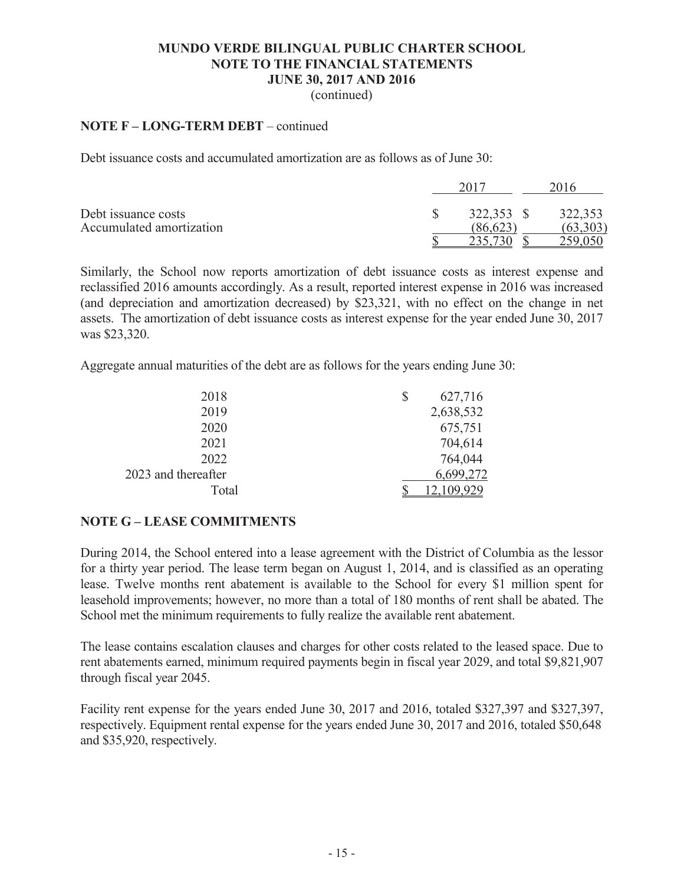### NOTE F – LONG-TERM DEBT – continued

Debt issuance costs and accumulated amortization are as follows as of June 30:

| | 2017 | 2016 |
|---|---|---|
| Debt issuance costs | $ 322,353 | $ 322,353 |
| Accumulated amortization | (86,623) | (63,303) |
| | $ 235,730 | $ 259,050 |

Similarly, the School now reports amortization of debt issuance costs as interest expense and reclassified 2016 amounts accordingly. As a result, reported interest expense in 2016 was increased (and depreciation and amortization decreased) by $23,321, with no effect on the change in net assets. The amortization of debt issuance costs as interest expense for the year ended June 30, 2017 was $23,320.

Aggregate annual maturities of the debt are as follows for the years ending June 30:

| | |
|---|---|
| 2018 | $ 627,716 |
| 2019 | 2,638,532 |
| 2020 | 675,751 |
| 2021 | 704,614 |
| 2022 | 764,044 |
| 2023 and thereafter | 6,699,272 |
| Total | $ 12,109,929 |

## NOTE G – LEASE COMMITMENTS

During 2014, the School entered into a lease agreement with the District of Columbia as the lessor for a thirty year period. The lease term began on August 1, 2014, and is classified as an operating lease. Twelve months rent abatement is available to the School for every $1 million spent for leasehold improvements; however, no more than a total of 180 months of rent shall be abated. The School met the minimum requirements to fully realize the available rent abatement.

The lease contains escalation clauses and charges for other costs related to the leased space. Due to rent abatements earned, minimum required payments begin in fiscal year 2029, and total $9,821,907 through fiscal year 2045.

Facility rent expense for the years ended June 30, 2017 and 2016, totaled $327,397 and $327,397, respectively. Equipment rental expense for the years ended June 30, 2017 and 2016, totaled $50,648 and $35,920, respectively.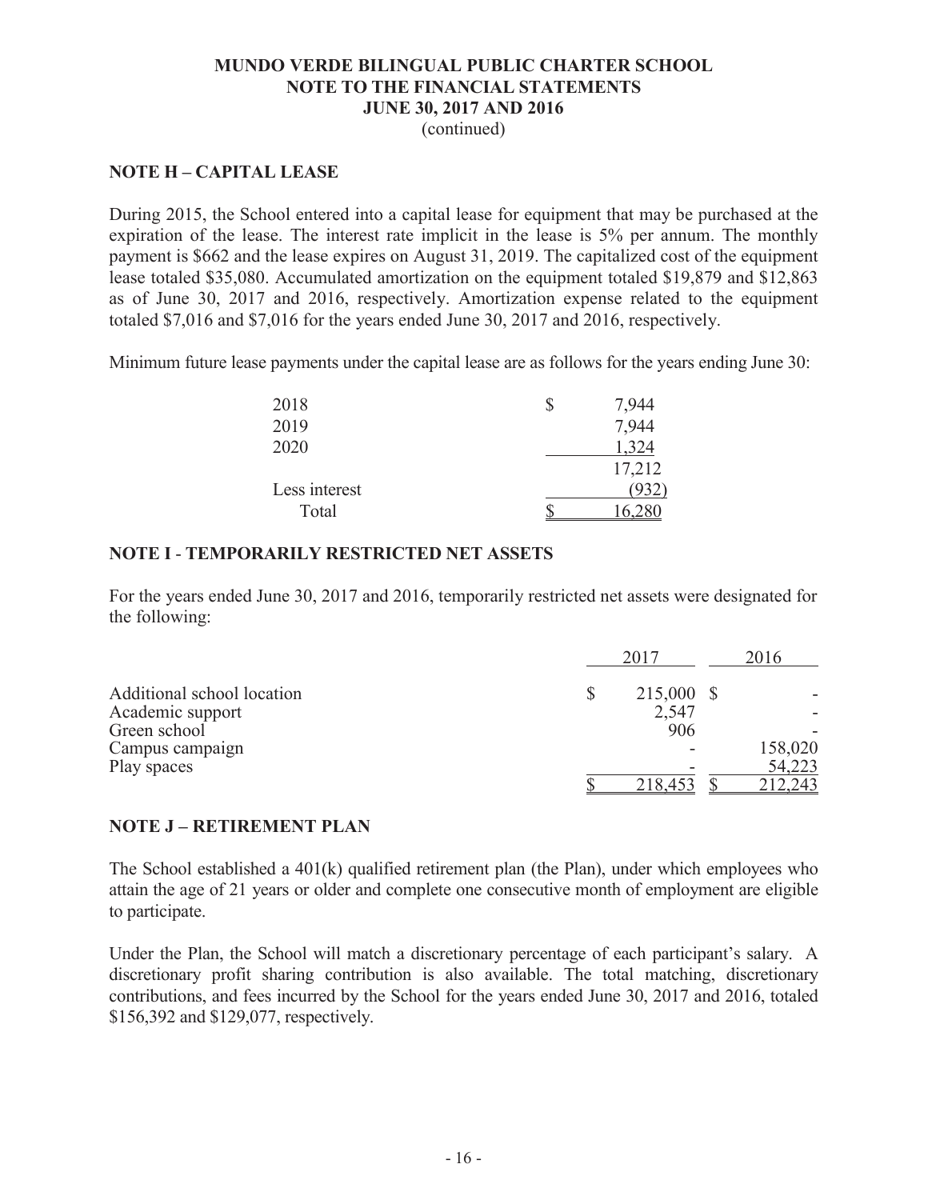# MUNDO VERDE BILINGUAL PUBLIC CHARTER SCHOOL
## NOTE TO THE FINANCIAL STATEMENTS
## JUNE 30, 2017 AND 2016
(continued)

## NOTE H – CAPITAL LEASE

During 2015, the School entered into a capital lease for equipment that may be purchased at the expiration of the lease. The interest rate implicit in the lease is 5% per annum. The monthly payment is $662 and the lease expires on August 31, 2019. The capitalized cost of the equipment lease totaled $35,080. Accumulated amortization on the equipment totaled $19,879 and $12,863 as of June 30, 2017 and 2016, respectively. Amortization expense related to the equipment totaled $7,016 and $7,016 for the years ended June 30, 2017 and 2016, respectively.

Minimum future lease payments under the capital lease are as follows for the years ending June 30:

| | |
|---|---|
| 2018 | $ 7,944 |
| 2019 | 7,944 |
| 2020 | 1,324 |
| | 17,212 |
| Less interest | (932) |
| Total | $ 16,280 |

## NOTE I - TEMPORARILY RESTRICTED NET ASSETS

For the years ended June 30, 2017 and 2016, temporarily restricted net assets were designated for the following:

| | 2017 | 2016 |
|---|---|---|
| Additional school location | $ 215,000 | $ - |
| Academic support | 2,547 | - |
| Green school | 906 | - |
| Campus campaign | - | 158,020 |
| Play spaces | - | 54,223 |
| | $ 218,453 | $ 212,243 |

## NOTE J – RETIREMENT PLAN

The School established a 401(k) qualified retirement plan (the Plan), under which employees who attain the age of 21 years or older and complete one consecutive month of employment are eligible to participate.

Under the Plan, the School will match a discretionary percentage of each participant's salary. A discretionary profit sharing contribution is also available. The total matching, discretionary contributions, and fees incurred by the School for the years ended June 30, 2017 and 2016, totaled $156,392 and $129,077, respectively.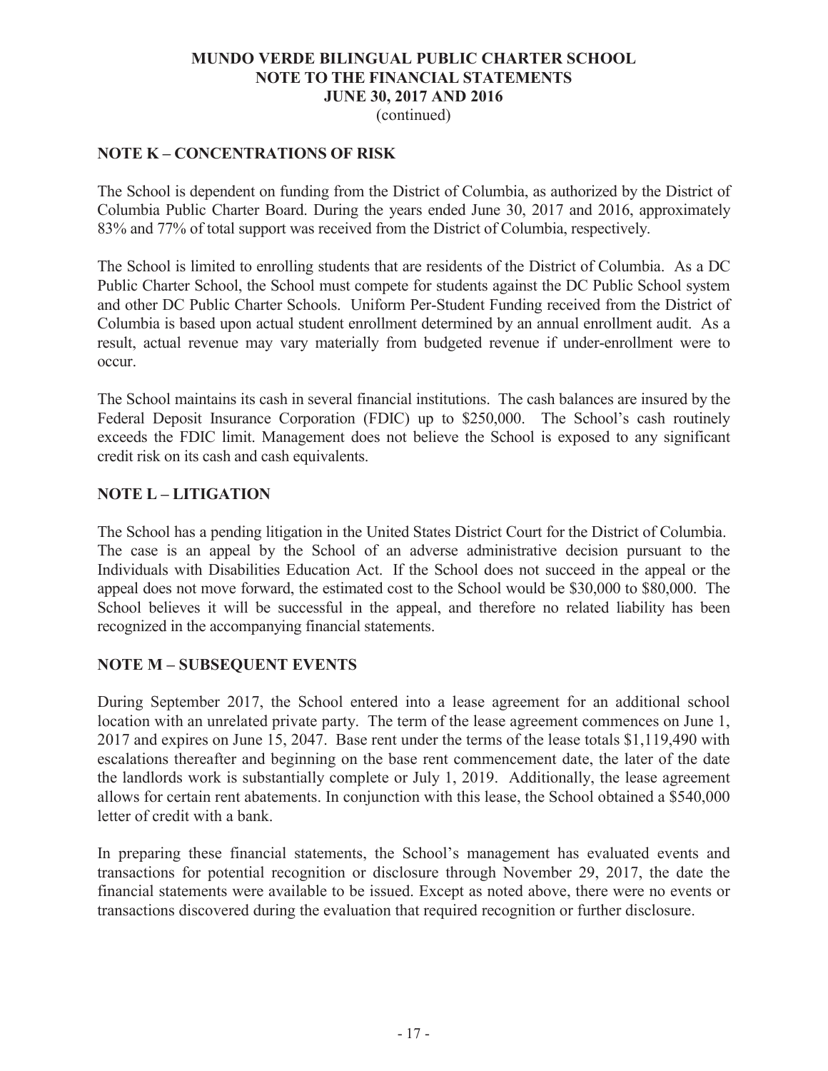# MUNDO VERDE BILINGUAL PUBLIC CHARTER SCHOOL
## NOTE TO THE FINANCIAL STATEMENTS
## JUNE 30, 2017 AND 2016
(continued)

## NOTE K – CONCENTRATIONS OF RISK

The School is dependent on funding from the District of Columbia, as authorized by the District of Columbia Public Charter Board. During the years ended June 30, 2017 and 2016, approximately 83% and 77% of total support was received from the District of Columbia, respectively.

The School is limited to enrolling students that are residents of the District of Columbia. As a DC Public Charter School, the School must compete for students against the DC Public School system and other DC Public Charter Schools. Uniform Per-Student Funding received from the District of Columbia is based upon actual student enrollment determined by an annual enrollment audit. As a result, actual revenue may vary materially from budgeted revenue if under-enrollment were to occur.

The School maintains its cash in several financial institutions. The cash balances are insured by the Federal Deposit Insurance Corporation (FDIC) up to $250,000. The School's cash routinely exceeds the FDIC limit. Management does not believe the School is exposed to any significant credit risk on its cash and cash equivalents.

## NOTE L – LITIGATION

The School has a pending litigation in the United States District Court for the District of Columbia. The case is an appeal by the School of an adverse administrative decision pursuant to the Individuals with Disabilities Education Act. If the School does not succeed in the appeal or the appeal does not move forward, the estimated cost to the School would be $30,000 to $80,000. The School believes it will be successful in the appeal, and therefore no related liability has been recognized in the accompanying financial statements.

## NOTE M – SUBSEQUENT EVENTS

During September 2017, the School entered into a lease agreement for an additional school location with an unrelated private party. The term of the lease agreement commences on June 1, 2017 and expires on June 15, 2047. Base rent under the terms of the lease totals $1,119,490 with escalations thereafter and beginning on the base rent commencement date, the later of the date the landlords work is substantially complete or July 1, 2019. Additionally, the lease agreement allows for certain rent abatements. In conjunction with this lease, the School obtained a $540,000 letter of credit with a bank.

In preparing these financial statements, the School's management has evaluated events and transactions for potential recognition or disclosure through November 29, 2017, the date the financial statements were available to be issued. Except as noted above, there were no events or transactions discovered during the evaluation that required recognition or further disclosure.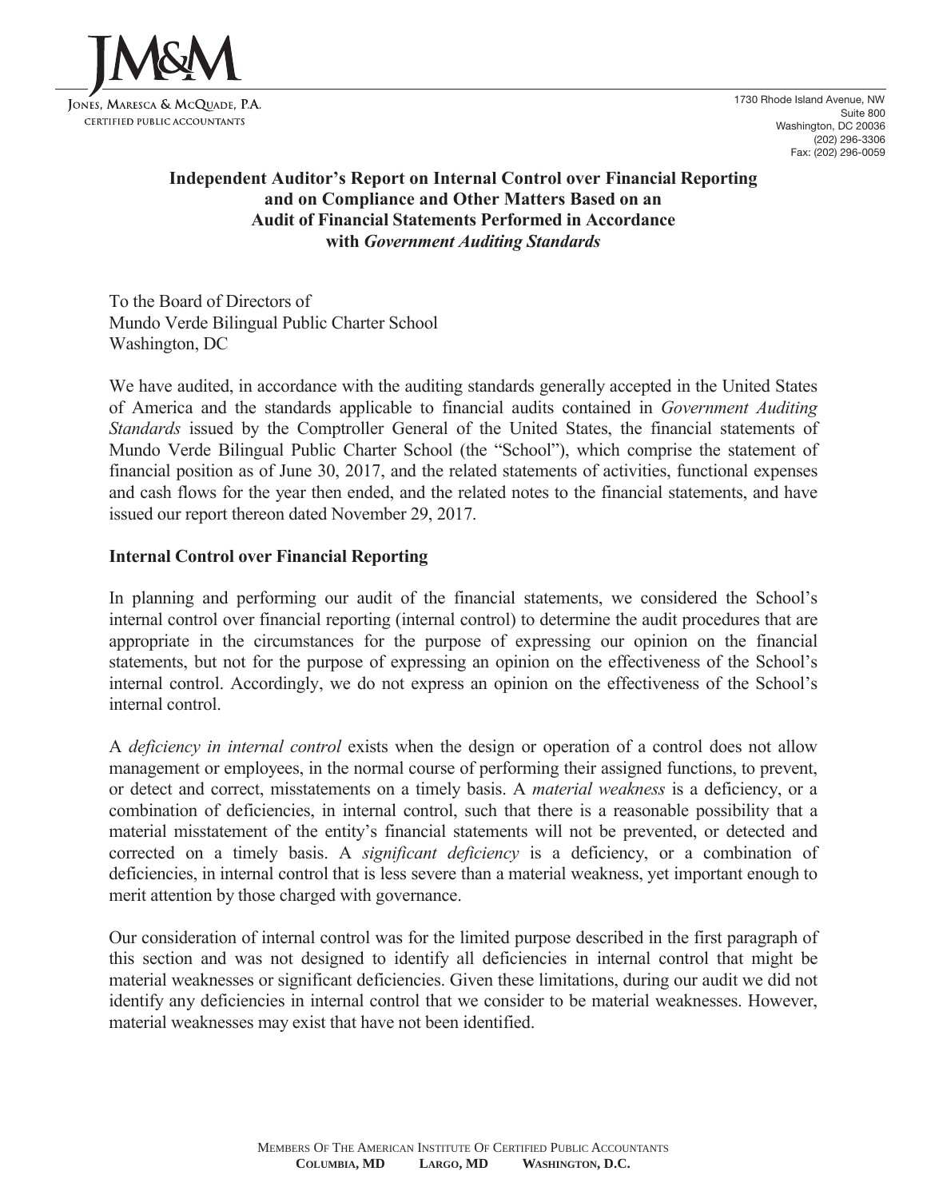JM&M

JONES, MARESCA & MCQUADE, P.A.
CERTIFIED PUBLIC ACCOUNTANTS

1730 Rhode Island Avenue, NW
Suite 800
Washington, DC 20036
(202) 296-3306
Fax: (202) 296-0059

## Independent Auditor's Report on Internal Control over Financial Reporting and on Compliance and Other Matters Based on an Audit of Financial Statements Performed in Accordance with *Government Auditing Standards*

To the Board of Directors of
Mundo Verde Bilingual Public Charter School
Washington, DC

We have audited, in accordance with the auditing standards generally accepted in the United States of America and the standards applicable to financial audits contained in *Government Auditing Standards* issued by the Comptroller General of the United States, the financial statements of Mundo Verde Bilingual Public Charter School (the "School"), which comprise the statement of financial position as of June 30, 2017, and the related statements of activities, functional expenses and cash flows for the year then ended, and the related notes to the financial statements, and have issued our report thereon dated November 29, 2017.

### Internal Control over Financial Reporting

In planning and performing our audit of the financial statements, we considered the School's internal control over financial reporting (internal control) to determine the audit procedures that are appropriate in the circumstances for the purpose of expressing our opinion on the financial statements, but not for the purpose of expressing an opinion on the effectiveness of the School's internal control. Accordingly, we do not express an opinion on the effectiveness of the School's internal control.

A *deficiency in internal control* exists when the design or operation of a control does not allow management or employees, in the normal course of performing their assigned functions, to prevent, or detect and correct, misstatements on a timely basis. A *material weakness* is a deficiency, or a combination of deficiencies, in internal control, such that there is a reasonable possibility that a material misstatement of the entity's financial statements will not be prevented, or detected and corrected on a timely basis. A *significant deficiency* is a deficiency, or a combination of deficiencies, in internal control that is less severe than a material weakness, yet important enough to merit attention by those charged with governance.

Our consideration of internal control was for the limited purpose described in the first paragraph of this section and was not designed to identify all deficiencies in internal control that might be material weaknesses or significant deficiencies. Given these limitations, during our audit we did not identify any deficiencies in internal control that we consider to be material weaknesses. However, material weaknesses may exist that have not been identified.

MEMBERS OF THE AMERICAN INSTITUTE OF CERTIFIED PUBLIC ACCOUNTANTS
**COLUMBIA, MD LARGO, MD WASHINGTON, D.C.**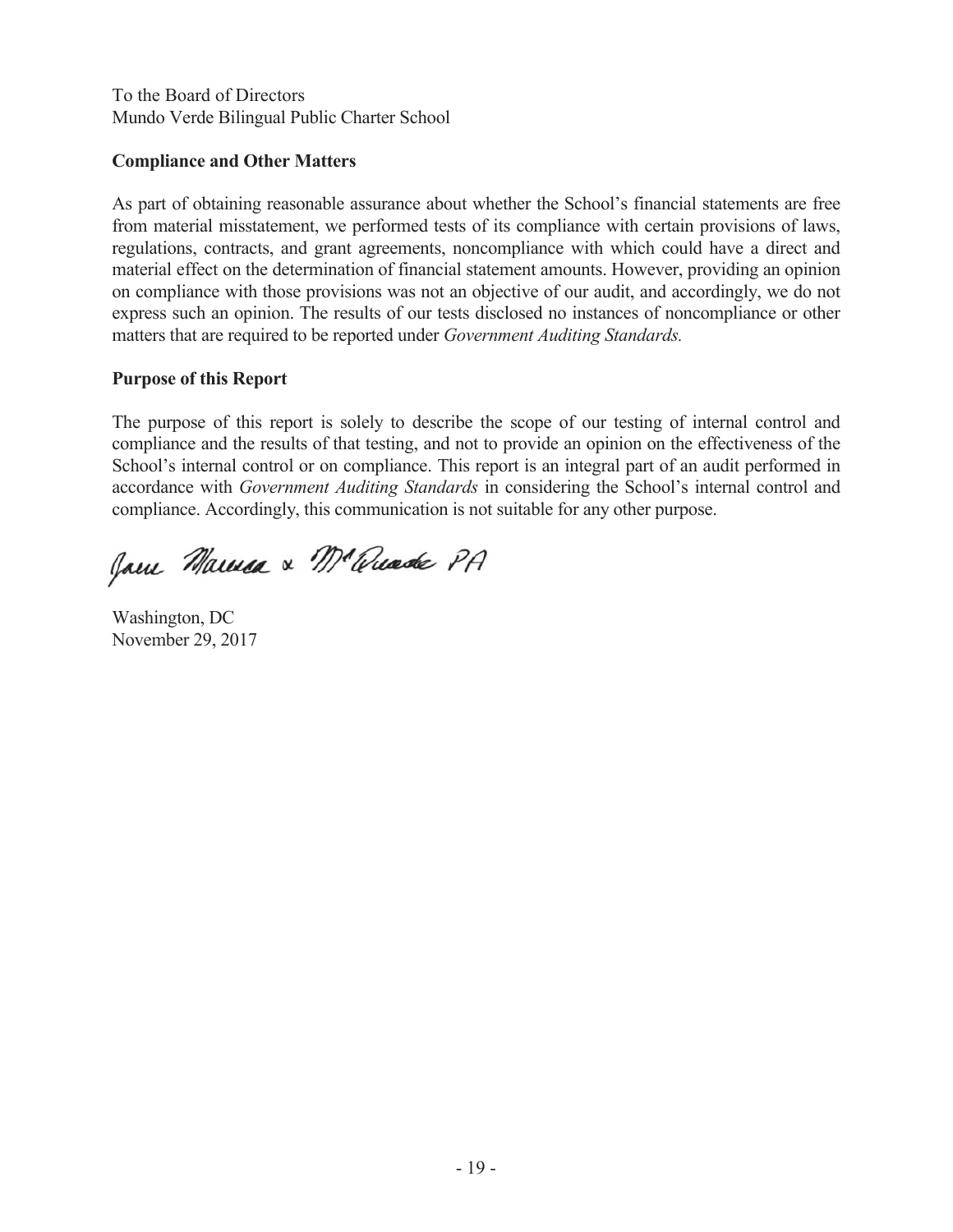To the Board of Directors
Mundo Verde Bilingual Public Charter School

**Compliance and Other Matters**

As part of obtaining reasonable assurance about whether the School's financial statements are free from material misstatement, we performed tests of its compliance with certain provisions of laws, regulations, contracts, and grant agreements, noncompliance with which could have a direct and material effect on the determination of financial statement amounts. However, providing an opinion on compliance with those provisions was not an objective of our audit, and accordingly, we do not express such an opinion. The results of our tests disclosed no instances of noncompliance or other matters that are required to be reported under *Government Auditing Standards.*

**Purpose of this Report**

The purpose of this report is solely to describe the scope of our testing of internal control and compliance and the results of that testing, and not to provide an opinion on the effectiveness of the School's internal control or on compliance. This report is an integral part of an audit performed in accordance with *Government Auditing Standards* in considering the School's internal control and compliance. Accordingly, this communication is not suitable for any other purpose.

Jane Marusa & McQuade PA

Washington, DC
November 29, 2017